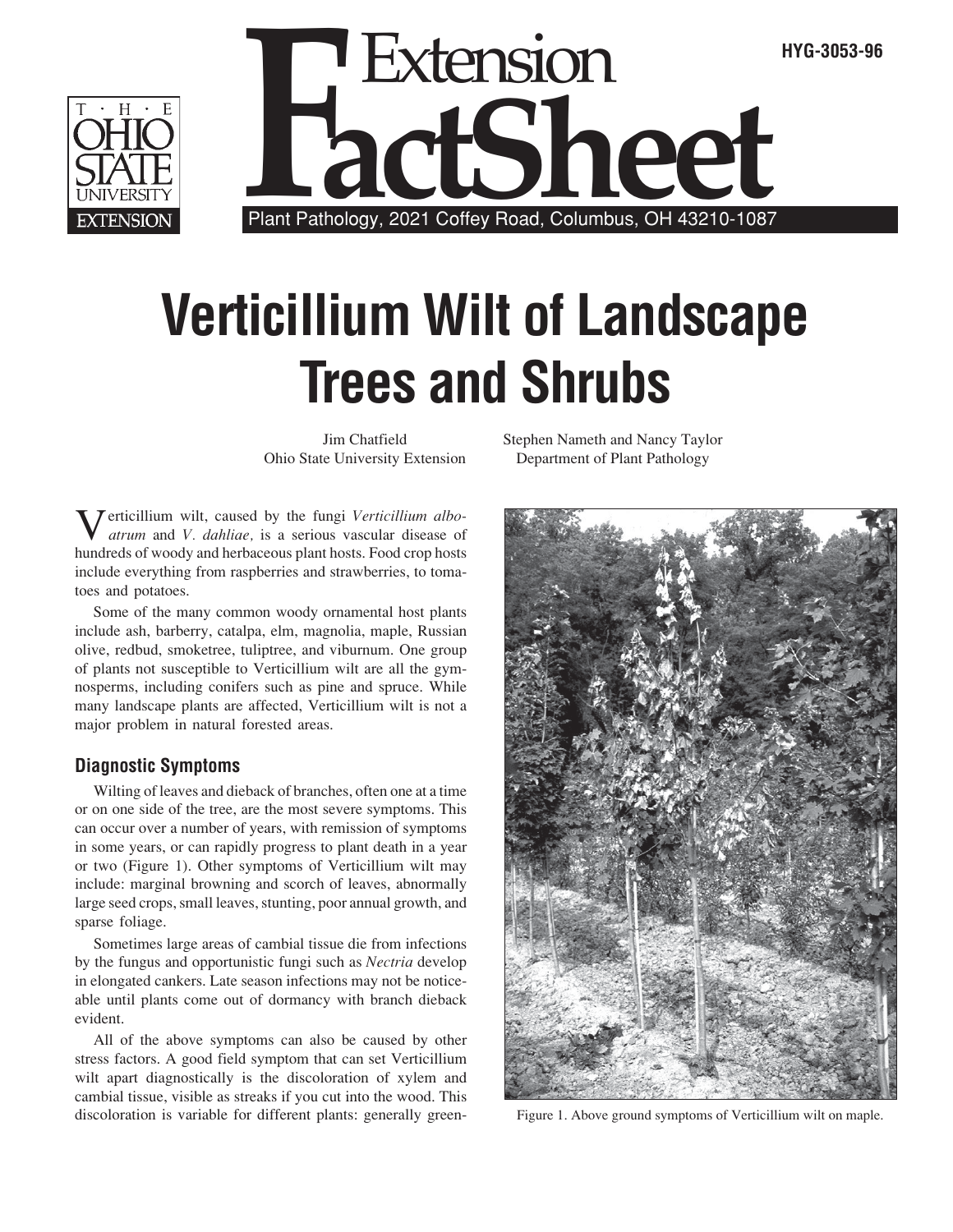HYG-3053-96

# Extension FactSheet

Plant Pathology, 2021 Coffey Road, Columbus, OH 43210-1087

# Verticillium Wilt of Landscape Trees and Shrubs

Jim Chatfield
Ohio State University Extension

Stephen Nameth and Nancy Taylor
Department of Plant Pathology

Verticillium wilt, caused by the fungi *Verticillium albo-atrum* and *V. dahliae,* is a serious vascular disease of hundreds of woody and herbaceous plant hosts. Food crop hosts include everything from raspberries and strawberries, to tomatoes and potatoes.

Some of the many common woody ornamental host plants include ash, barberry, catalpa, elm, magnolia, maple, Russian olive, redbud, smoketree, tuliptree, and viburnum. One group of plants not susceptible to Verticillium wilt are all the gymnosperms, including conifers such as pine and spruce. While many landscape plants are affected, Verticillium wilt is not a major problem in natural forested areas.

## Diagnostic Symptoms

Wilting of leaves and dieback of branches, often one at a time or on one side of the tree, are the most severe symptoms. This can occur over a number of years, with remission of symptoms in some years, or can rapidly progress to plant death in a year or two (Figure 1). Other symptoms of Verticillium wilt may include: marginal browning and scorch of leaves, abnormally large seed crops, small leaves, stunting, poor annual growth, and sparse foliage.

Sometimes large areas of cambial tissue die from infections by the fungus and opportunistic fungi such as *Nectria* develop in elongated cankers. Late season infections may not be noticeable until plants come out of dormancy with branch dieback evident.

All of the above symptoms can also be caused by other stress factors. A good field symptom that can set Verticillium wilt apart diagnostically is the discoloration of xylem and cambial tissue, visible as streaks if you cut into the wood. This discoloration is variable for different plants: generally green-

Figure 1. Above ground symptoms of Verticillium wilt on maple.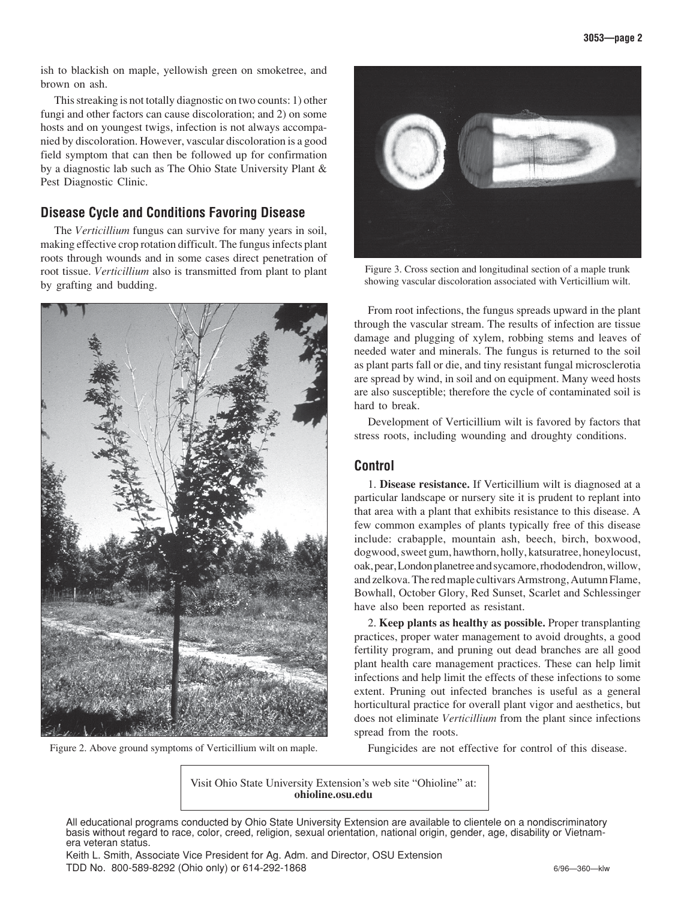ish to blackish on maple, yellowish green on smoketree, and brown on ash.

This streaking is not totally diagnostic on two counts: 1) other fungi and other factors can cause discoloration; and 2) on some hosts and on youngest twigs, infection is not always accompanied by discoloration. However, vascular discoloration is a good field symptom that can then be followed up for confirmation by a diagnostic lab such as The Ohio State University Plant & Pest Diagnostic Clinic.

## Disease Cycle and Conditions Favoring Disease

The *Verticillium* fungus can survive for many years in soil, making effective crop rotation difficult. The fungus infects plant roots through wounds and in some cases direct penetration of root tissue. *Verticillium* also is transmitted from plant to plant by grafting and budding.

Figure 2. Above ground symptoms of Verticillium wilt on maple.

Figure 3. Cross section and longitudinal section of a maple trunk showing vascular discoloration associated with Verticillium wilt.

From root infections, the fungus spreads upward in the plant through the vascular stream. The results of infection are tissue damage and plugging of xylem, robbing stems and leaves of needed water and minerals. The fungus is returned to the soil as plant parts fall or die, and tiny resistant fungal microsclerotia are spread by wind, in soil and on equipment. Many weed hosts are also susceptible; therefore the cycle of contaminated soil is hard to break.

Development of Verticillium wilt is favored by factors that stress roots, including wounding and droughty conditions.

## Control

1. **Disease resistance.** If Verticillium wilt is diagnosed at a particular landscape or nursery site it is prudent to replant into that area with a plant that exhibits resistance to this disease. A few common examples of plants typically free of this disease include: crabapple, mountain ash, beech, birch, boxwood, dogwood, sweet gum, hawthorn, holly, katsuratree, honeylocust, oak, pear, London planetree and sycamore, rhododendron, willow, and zelkova. The red maple cultivars Armstrong, Autumn Flame, Bowhall, October Glory, Red Sunset, Scarlet and Schlessinger have also been reported as resistant.

2. **Keep plants as healthy as possible.** Proper transplanting practices, proper water management to avoid droughts, a good fertility program, and pruning out dead branches are all good plant health care management practices. These can help limit infections and help limit the effects of these infections to some extent. Pruning out infected branches is useful as a general horticultural practice for overall plant vigor and aesthetics, but does not eliminate *Verticillium* from the plant since infections spread from the roots.

Fungicides are not effective for control of this disease.

Visit Ohio State University Extension's web site "Ohioline" at: **ohioline.osu.edu**

All educational programs conducted by Ohio State University Extension are available to clientele on a nondiscriminatory basis without regard to race, color, creed, religion, sexual orientation, national origin, gender, age, disability or Vietnam-era veteran status.

Keith L. Smith, Associate Vice President for Ag. Adm. and Director, OSU Extension

TDD No. 800-589-8292 (Ohio only) or 614-292-1868

6/96—360—klw